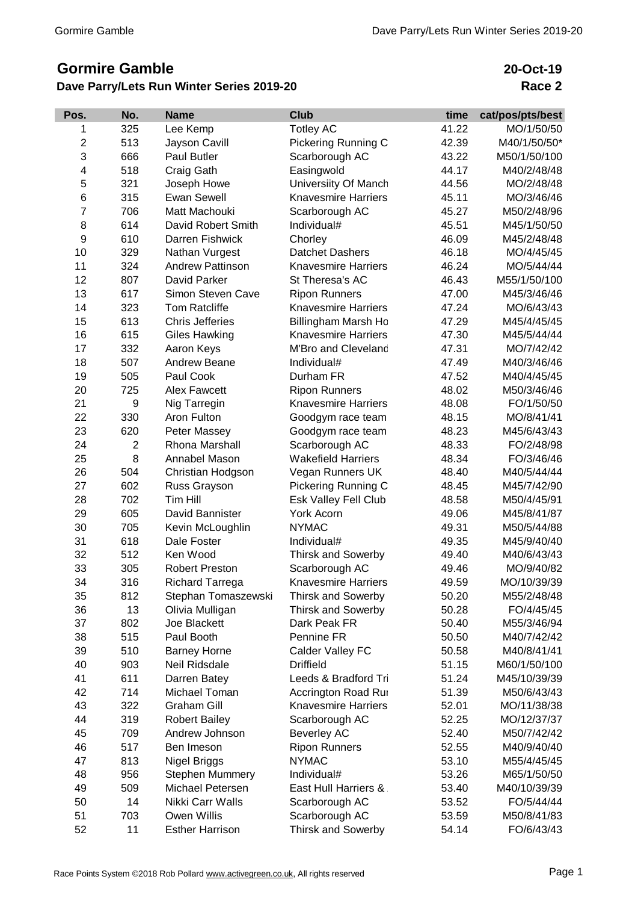# Gormire Gamble

**Dave Parry/Lets Run Winter Series 2019-20**

**20-Oct-19**

**Race 2**

| Pos. | No. | Name | Club | time | cat/pos/pts/best |
|---|---|---|---|---|---|
| 1 | 325 | Lee Kemp | Totley AC | 41.22 | MO/1/50/50 |
| 2 | 513 | Jayson Cavill | Pickering Running C | 42.39 | M40/1/50/50* |
| 3 | 666 | Paul Butler | Scarborough AC | 43.22 | M50/1/50/100 |
| 4 | 518 | Craig Gath | Easingwold | 44.17 | M40/2/48/48 |
| 5 | 321 | Joseph Howe | Universiity Of Manch | 44.56 | MO/2/48/48 |
| 6 | 315 | Ewan Sewell | Knavesmire Harriers | 45.11 | MO/3/46/46 |
| 7 | 706 | Matt Machouki | Scarborough AC | 45.27 | M50/2/48/96 |
| 8 | 614 | David Robert Smith | Individual# | 45.51 | M45/1/50/50 |
| 9 | 610 | Darren Fishwick | Chorley | 46.09 | M45/2/48/48 |
| 10 | 329 | Nathan Vurgest | Datchet Dashers | 46.18 | MO/4/45/45 |
| 11 | 324 | Andrew Pattinson | Knavesmire Harriers | 46.24 | MO/5/44/44 |
| 12 | 807 | David Parker | St Theresa's AC | 46.43 | M55/1/50/100 |
| 13 | 617 | Simon Steven Cave | Ripon Runners | 47.00 | M45/3/46/46 |
| 14 | 323 | Tom Ratcliffe | Knavesmire Harriers | 47.24 | MO/6/43/43 |
| 15 | 613 | Chris Jefferies | Billingham Marsh Ho | 47.29 | M45/4/45/45 |
| 16 | 615 | Giles Hawking | Knavesmire Harriers | 47.30 | M45/5/44/44 |
| 17 | 332 | Aaron Keys | M'Bro and Cleveland | 47.31 | MO/7/42/42 |
| 18 | 507 | Andrew Beane | Individual# | 47.49 | M40/3/46/46 |
| 19 | 505 | Paul Cook | Durham FR | 47.52 | M40/4/45/45 |
| 20 | 725 | Alex Fawcett | Ripon Runners | 48.02 | M50/3/46/46 |
| 21 | 9 | Nig Tarregin | Knavesmire Harriers | 48.08 | FO/1/50/50 |
| 22 | 330 | Aron Fulton | Goodgym race team | 48.15 | MO/8/41/41 |
| 23 | 620 | Peter Massey | Goodgym race team | 48.23 | M45/6/43/43 |
| 24 | 2 | Rhona Marshall | Scarborough AC | 48.33 | FO/2/48/98 |
| 25 | 8 | Annabel Mason | Wakefield Harriers | 48.34 | FO/3/46/46 |
| 26 | 504 | Christian Hodgson | Vegan Runners UK | 48.40 | M40/5/44/44 |
| 27 | 602 | Russ Grayson | Pickering Running C | 48.45 | M45/7/42/90 |
| 28 | 702 | Tim Hill | Esk Valley Fell Club | 48.58 | M50/4/45/91 |
| 29 | 605 | David Bannister | York Acorn | 49.06 | M45/8/41/87 |
| 30 | 705 | Kevin McLoughlin | NYMAC | 49.31 | M50/5/44/88 |
| 31 | 618 | Dale Foster | Individual# | 49.35 | M45/9/40/40 |
| 32 | 512 | Ken Wood | Thirsk and Sowerby | 49.40 | M40/6/43/43 |
| 33 | 305 | Robert Preston | Scarborough AC | 49.46 | MO/9/40/82 |
| 34 | 316 | Richard Tarrega | Knavesmire Harriers | 49.59 | MO/10/39/39 |
| 35 | 812 | Stephan Tomaszewski | Thirsk and Sowerby | 50.20 | M55/2/48/48 |
| 36 | 13 | Olivia Mulligan | Thirsk and Sowerby | 50.28 | FO/4/45/45 |
| 37 | 802 | Joe Blackett | Dark Peak FR | 50.40 | M55/3/46/94 |
| 38 | 515 | Paul Booth | Pennine FR | 50.50 | M40/7/42/42 |
| 39 | 510 | Barney Horne | Calder Valley FC | 50.58 | M40/8/41/41 |
| 40 | 903 | Neil Ridsdale | Driffield | 51.15 | M60/1/50/100 |
| 41 | 611 | Darren Batey | Leeds & Bradford Tri | 51.24 | M45/10/39/39 |
| 42 | 714 | Michael Toman | Accrington Road Rui | 51.39 | M50/6/43/43 |
| 43 | 322 | Graham Gill | Knavesmire Harriers | 52.01 | MO/11/38/38 |
| 44 | 319 | Robert Bailey | Scarborough AC | 52.25 | MO/12/37/37 |
| 45 | 709 | Andrew Johnson | Beverley AC | 52.40 | M50/7/42/42 |
| 46 | 517 | Ben Imeson | Ripon Runners | 52.55 | M40/9/40/40 |
| 47 | 813 | Nigel Briggs | NYMAC | 53.10 | M55/4/45/45 |
| 48 | 956 | Stephen Mummery | Individual# | 53.26 | M65/1/50/50 |
| 49 | 509 | Michael Petersen | East Hull Harriers & | 53.40 | M40/10/39/39 |
| 50 | 14 | Nikki Carr Walls | Scarborough AC | 53.52 | FO/5/44/44 |
| 51 | 703 | Owen Willis | Scarborough AC | 53.59 | M50/8/41/83 |
| 52 | 11 | Esther Harrison | Thirsk and Sowerby | 54.14 | FO/6/43/43 |

Race Points System ©2018 Rob Pollard www.activegreen.co.uk, All rights reserved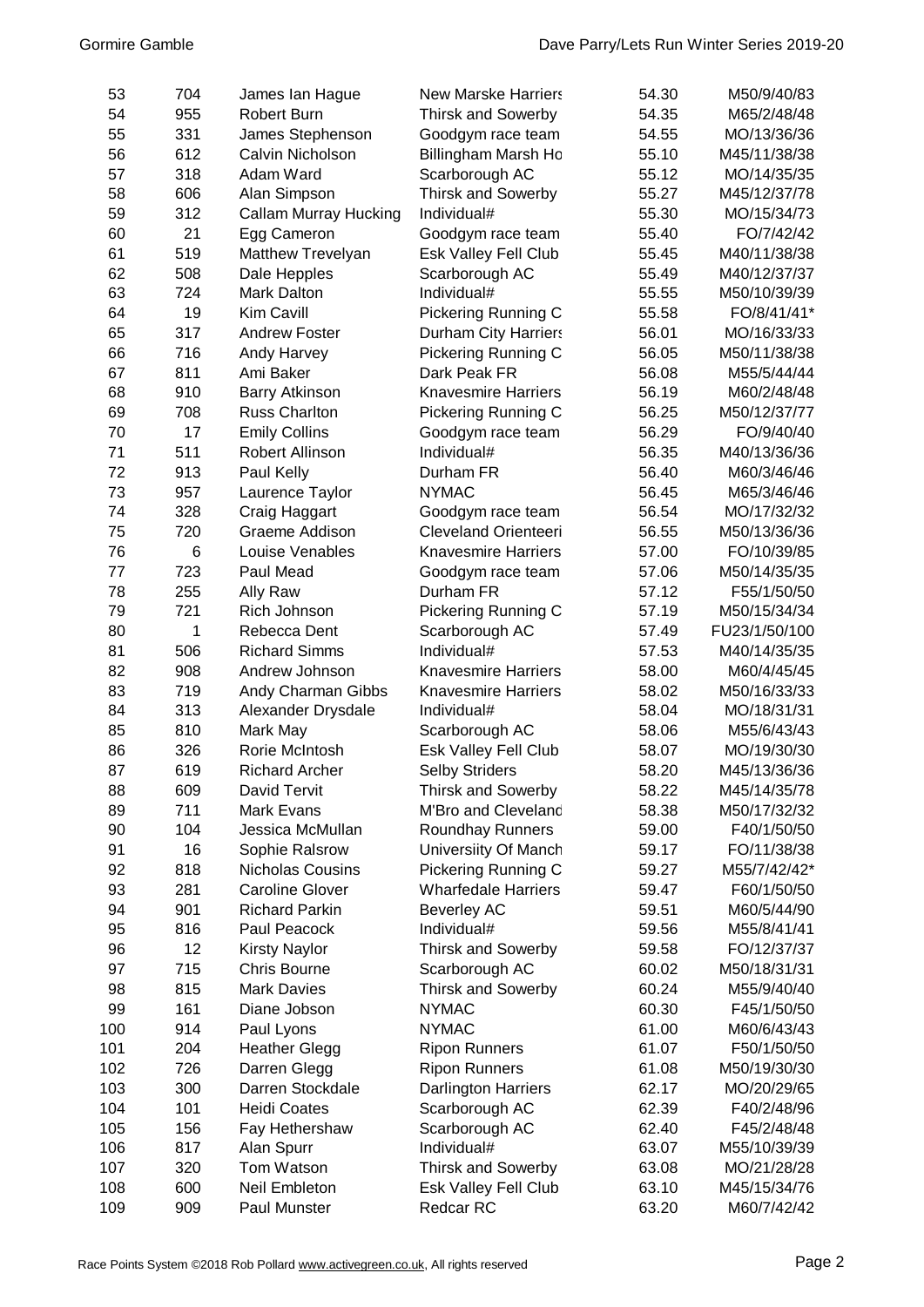| | | | | | |
|---|---|---|---|---|---|
| 53 | 704 | James Ian Hague | New Marske Harriers | 54.30 | M50/9/40/83 |
| 54 | 955 | Robert Burn | Thirsk and Sowerby | 54.35 | M65/2/48/48 |
| 55 | 331 | James Stephenson | Goodgym race team | 54.55 | MO/13/36/36 |
| 56 | 612 | Calvin Nicholson | Billingham Marsh Ho | 55.10 | M45/11/38/38 |
| 57 | 318 | Adam Ward | Scarborough AC | 55.12 | MO/14/35/35 |
| 58 | 606 | Alan Simpson | Thirsk and Sowerby | 55.27 | M45/12/37/78 |
| 59 | 312 | Callam Murray Hucking | Individual# | 55.30 | MO/15/34/73 |
| 60 | 21 | Egg Cameron | Goodgym race team | 55.40 | FO/7/42/42 |
| 61 | 519 | Matthew Trevelyan | Esk Valley Fell Club | 55.45 | M40/11/38/38 |
| 62 | 508 | Dale Hepples | Scarborough AC | 55.49 | M40/12/37/37 |
| 63 | 724 | Mark Dalton | Individual# | 55.55 | M50/10/39/39 |
| 64 | 19 | Kim Cavill | Pickering Running C | 55.58 | FO/8/41/41* |
| 65 | 317 | Andrew Foster | Durham City Harriers | 56.01 | MO/16/33/33 |
| 66 | 716 | Andy Harvey | Pickering Running C | 56.05 | M50/11/38/38 |
| 67 | 811 | Ami Baker | Dark Peak FR | 56.08 | M55/5/44/44 |
| 68 | 910 | Barry Atkinson | Knavesmire Harriers | 56.19 | M60/2/48/48 |
| 69 | 708 | Russ Charlton | Pickering Running C | 56.25 | M50/12/37/77 |
| 70 | 17 | Emily Collins | Goodgym race team | 56.29 | FO/9/40/40 |
| 71 | 511 | Robert Allinson | Individual# | 56.35 | M40/13/36/36 |
| 72 | 913 | Paul Kelly | Durham FR | 56.40 | M60/3/46/46 |
| 73 | 957 | Laurence Taylor | NYMAC | 56.45 | M65/3/46/46 |
| 74 | 328 | Craig Haggart | Goodgym race team | 56.54 | MO/17/32/32 |
| 75 | 720 | Graeme Addison | Cleveland Orienteeri | 56.55 | M50/13/36/36 |
| 76 | 6 | Louise Venables | Knavesmire Harriers | 57.00 | FO/10/39/85 |
| 77 | 723 | Paul Mead | Goodgym race team | 57.06 | M50/14/35/35 |
| 78 | 255 | Ally Raw | Durham FR | 57.12 | F55/1/50/50 |
| 79 | 721 | Rich Johnson | Pickering Running C | 57.19 | M50/15/34/34 |
| 80 | 1 | Rebecca Dent | Scarborough AC | 57.49 | FU23/1/50/100 |
| 81 | 506 | Richard Simms | Individual# | 57.53 | M40/14/35/35 |
| 82 | 908 | Andrew Johnson | Knavesmire Harriers | 58.00 | M60/4/45/45 |
| 83 | 719 | Andy Charman Gibbs | Knavesmire Harriers | 58.02 | M50/16/33/33 |
| 84 | 313 | Alexander Drysdale | Individual# | 58.04 | MO/18/31/31 |
| 85 | 810 | Mark May | Scarborough AC | 58.06 | M55/6/43/43 |
| 86 | 326 | Rorie McIntosh | Esk Valley Fell Club | 58.07 | MO/19/30/30 |
| 87 | 619 | Richard Archer | Selby Striders | 58.20 | M45/13/36/36 |
| 88 | 609 | David Tervit | Thirsk and Sowerby | 58.22 | M45/14/35/78 |
| 89 | 711 | Mark Evans | M'Bro and Cleveland | 58.38 | M50/17/32/32 |
| 90 | 104 | Jessica McMullan | Roundhay Runners | 59.00 | F40/1/50/50 |
| 91 | 16 | Sophie Ralsrow | Universiity Of Manch | 59.17 | FO/11/38/38 |
| 92 | 818 | Nicholas Cousins | Pickering Running C | 59.27 | M55/7/42/42* |
| 93 | 281 | Caroline Glover | Wharfedale Harriers | 59.47 | F60/1/50/50 |
| 94 | 901 | Richard Parkin | Beverley AC | 59.51 | M60/5/44/90 |
| 95 | 816 | Paul Peacock | Individual# | 59.56 | M55/8/41/41 |
| 96 | 12 | Kirsty Naylor | Thirsk and Sowerby | 59.58 | FO/12/37/37 |
| 97 | 715 | Chris Bourne | Scarborough AC | 60.02 | M50/18/31/31 |
| 98 | 815 | Mark Davies | Thirsk and Sowerby | 60.24 | M55/9/40/40 |
| 99 | 161 | Diane Jobson | NYMAC | 60.30 | F45/1/50/50 |
| 100 | 914 | Paul Lyons | NYMAC | 61.00 | M60/6/43/43 |
| 101 | 204 | Heather Glegg | Ripon Runners | 61.07 | F50/1/50/50 |
| 102 | 726 | Darren Glegg | Ripon Runners | 61.08 | M50/19/30/30 |
| 103 | 300 | Darren Stockdale | Darlington Harriers | 62.17 | MO/20/29/65 |
| 104 | 101 | Heidi Coates | Scarborough AC | 62.39 | F40/2/48/96 |
| 105 | 156 | Fay Hethershaw | Scarborough AC | 62.40 | F45/2/48/48 |
| 106 | 817 | Alan Spurr | Individual# | 63.07 | M55/10/39/39 |
| 107 | 320 | Tom Watson | Thirsk and Sowerby | 63.08 | MO/21/28/28 |
| 108 | 600 | Neil Embleton | Esk Valley Fell Club | 63.10 | M45/15/34/76 |
| 109 | 909 | Paul Munster | Redcar RC | 63.20 | M60/7/42/42 |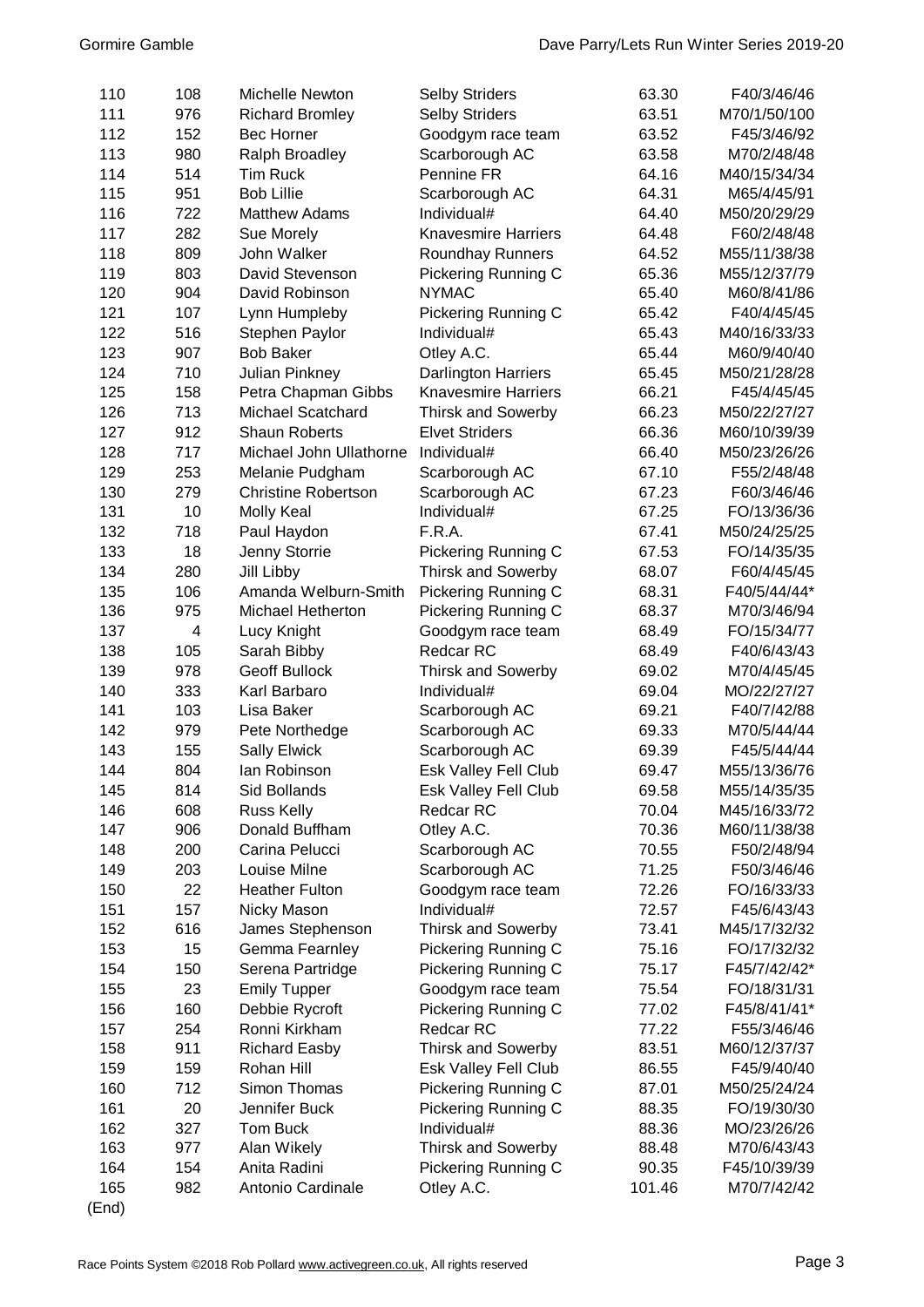| | | | | | |
|---|---|---|---|---|---|
| 110 | 108 | Michelle Newton | Selby Striders | 63.30 | F40/3/46/46 |
| 111 | 976 | Richard Bromley | Selby Striders | 63.51 | M70/1/50/100 |
| 112 | 152 | Bec Horner | Goodgym race team | 63.52 | F45/3/46/92 |
| 113 | 980 | Ralph Broadley | Scarborough AC | 63.58 | M70/2/48/48 |
| 114 | 514 | Tim Ruck | Pennine FR | 64.16 | M40/15/34/34 |
| 115 | 951 | Bob Lillie | Scarborough AC | 64.31 | M65/4/45/91 |
| 116 | 722 | Matthew Adams | Individual# | 64.40 | M50/20/29/29 |
| 117 | 282 | Sue Morely | Knavesmire Harriers | 64.48 | F60/2/48/48 |
| 118 | 809 | John Walker | Roundhay Runners | 64.52 | M55/11/38/38 |
| 119 | 803 | David Stevenson | Pickering Running C | 65.36 | M55/12/37/79 |
| 120 | 904 | David Robinson | NYMAC | 65.40 | M60/8/41/86 |
| 121 | 107 | Lynn Humpleby | Pickering Running C | 65.42 | F40/4/45/45 |
| 122 | 516 | Stephen Paylor | Individual# | 65.43 | M40/16/33/33 |
| 123 | 907 | Bob Baker | Otley A.C. | 65.44 | M60/9/40/40 |
| 124 | 710 | Julian Pinkney | Darlington Harriers | 65.45 | M50/21/28/28 |
| 125 | 158 | Petra Chapman Gibbs | Knavesmire Harriers | 66.21 | F45/4/45/45 |
| 126 | 713 | Michael Scatchard | Thirsk and Sowerby | 66.23 | M50/22/27/27 |
| 127 | 912 | Shaun Roberts | Elvet Striders | 66.36 | M60/10/39/39 |
| 128 | 717 | Michael John Ullathorne | Individual# | 66.40 | M50/23/26/26 |
| 129 | 253 | Melanie Pudgham | Scarborough AC | 67.10 | F55/2/48/48 |
| 130 | 279 | Christine Robertson | Scarborough AC | 67.23 | F60/3/46/46 |
| 131 | 10 | Molly Keal | Individual# | 67.25 | FO/13/36/36 |
| 132 | 718 | Paul Haydon | F.R.A. | 67.41 | M50/24/25/25 |
| 133 | 18 | Jenny Storrie | Pickering Running C | 67.53 | FO/14/35/35 |
| 134 | 280 | Jill Libby | Thirsk and Sowerby | 68.07 | F60/4/45/45 |
| 135 | 106 | Amanda Welburn-Smith | Pickering Running C | 68.31 | F40/5/44/44* |
| 136 | 975 | Michael Hetherton | Pickering Running C | 68.37 | M70/3/46/94 |
| 137 | 4 | Lucy Knight | Goodgym race team | 68.49 | FO/15/34/77 |
| 138 | 105 | Sarah Bibby | Redcar RC | 68.49 | F40/6/43/43 |
| 139 | 978 | Geoff Bullock | Thirsk and Sowerby | 69.02 | M70/4/45/45 |
| 140 | 333 | Karl Barbaro | Individual# | 69.04 | MO/22/27/27 |
| 141 | 103 | Lisa Baker | Scarborough AC | 69.21 | F40/7/42/88 |
| 142 | 979 | Pete Northedge | Scarborough AC | 69.33 | M70/5/44/44 |
| 143 | 155 | Sally Elwick | Scarborough AC | 69.39 | F45/5/44/44 |
| 144 | 804 | Ian Robinson | Esk Valley Fell Club | 69.47 | M55/13/36/76 |
| 145 | 814 | Sid Bollands | Esk Valley Fell Club | 69.58 | M55/14/35/35 |
| 146 | 608 | Russ Kelly | Redcar RC | 70.04 | M45/16/33/72 |
| 147 | 906 | Donald Buffham | Otley A.C. | 70.36 | M60/11/38/38 |
| 148 | 200 | Carina Pelucci | Scarborough AC | 70.55 | F50/2/48/94 |
| 149 | 203 | Louise Milne | Scarborough AC | 71.25 | F50/3/46/46 |
| 150 | 22 | Heather Fulton | Goodgym race team | 72.26 | FO/16/33/33 |
| 151 | 157 | Nicky Mason | Individual# | 72.57 | F45/6/43/43 |
| 152 | 616 | James Stephenson | Thirsk and Sowerby | 73.41 | M45/17/32/32 |
| 153 | 15 | Gemma Fearnley | Pickering Running C | 75.16 | FO/17/32/32 |
| 154 | 150 | Serena Partridge | Pickering Running C | 75.17 | F45/7/42/42* |
| 155 | 23 | Emily Tupper | Goodgym race team | 75.54 | FO/18/31/31 |
| 156 | 160 | Debbie Rycroft | Pickering Running C | 77.02 | F45/8/41/41* |
| 157 | 254 | Ronni Kirkham | Redcar RC | 77.22 | F55/3/46/46 |
| 158 | 911 | Richard Easby | Thirsk and Sowerby | 83.51 | M60/12/37/37 |
| 159 | 159 | Rohan Hill | Esk Valley Fell Club | 86.55 | F45/9/40/40 |
| 160 | 712 | Simon Thomas | Pickering Running C | 87.01 | M50/25/24/24 |
| 161 | 20 | Jennifer Buck | Pickering Running C | 88.35 | FO/19/30/30 |
| 162 | 327 | Tom Buck | Individual# | 88.36 | MO/23/26/26 |
| 163 | 977 | Alan Wikely | Thirsk and Sowerby | 88.48 | M70/6/43/43 |
| 164 | 154 | Anita Radini | Pickering Running C | 90.35 | F45/10/39/39 |
| 165 | 982 | Antonio Cardinale | Otley A.C. | 101.46 | M70/7/42/42 |

(End)

Race Points System ©2018 Rob Pollard www.activegreen.co.uk, All rights reserved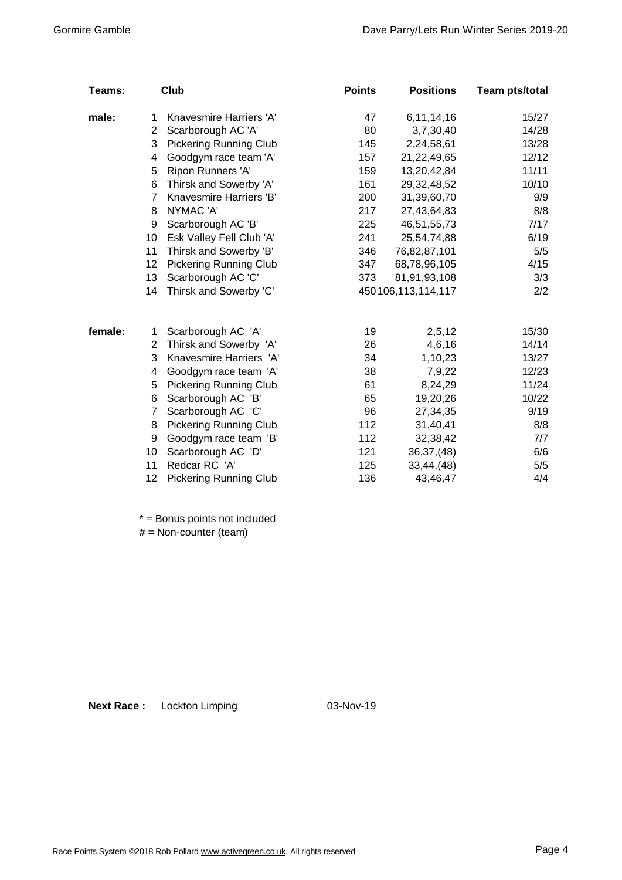| Teams: | | Club | Points | Positions | Team pts/total |
|---|---|---|---|---|---|
| male: | 1 | Knavesmire Harriers 'A' | 47 | 6,11,14,16 | 15/27 |
| | 2 | Scarborough AC 'A' | 80 | 3,7,30,40 | 14/28 |
| | 3 | Pickering Running Club | 145 | 2,24,58,61 | 13/28 |
| | 4 | Goodgym race team 'A' | 157 | 21,22,49,65 | 12/12 |
| | 5 | Ripon Runners 'A' | 159 | 13,20,42,84 | 11/11 |
| | 6 | Thirsk and Sowerby 'A' | 161 | 29,32,48,52 | 10/10 |
| | 7 | Knavesmire Harriers 'B' | 200 | 31,39,60,70 | 9/9 |
| | 8 | NYMAC 'A' | 217 | 27,43,64,83 | 8/8 |
| | 9 | Scarborough AC 'B' | 225 | 46,51,55,73 | 7/17 |
| | 10 | Esk Valley Fell Club 'A' | 241 | 25,54,74,88 | 6/19 |
| | 11 | Thirsk and Sowerby 'B' | 346 | 76,82,87,101 | 5/5 |
| | 12 | Pickering Running Club | 347 | 68,78,96,105 | 4/15 |
| | 13 | Scarborough AC 'C' | 373 | 81,91,93,108 | 3/3 |
| | 14 | Thirsk and Sowerby 'C' | 450 | 106,113,114,117 | 2/2 |
| female: | 1 | Scarborough AC 'A' | 19 | 2,5,12 | 15/30 |
| | 2 | Thirsk and Sowerby 'A' | 26 | 4,6,16 | 14/14 |
| | 3 | Knavesmire Harriers 'A' | 34 | 1,10,23 | 13/27 |
| | 4 | Goodgym race team 'A' | 38 | 7,9,22 | 12/23 |
| | 5 | Pickering Running Club | 61 | 8,24,29 | 11/24 |
| | 6 | Scarborough AC 'B' | 65 | 19,20,26 | 10/22 |
| | 7 | Scarborough AC 'C' | 96 | 27,34,35 | 9/19 |
| | 8 | Pickering Running Club | 112 | 31,40,41 | 8/8 |
| | 9 | Goodgym race team 'B' | 112 | 32,38,42 | 7/7 |
| | 10 | Scarborough AC 'D' | 121 | 36,37,(48) | 6/6 |
| | 11 | Redcar RC 'A' | 125 | 33,44,(48) | 5/5 |
| | 12 | Pickering Running Club | 136 | 43,46,47 | 4/4 |

* = Bonus points not included
# = Non-counter (team)

**Next Race :** Lockton Limping 03-Nov-19